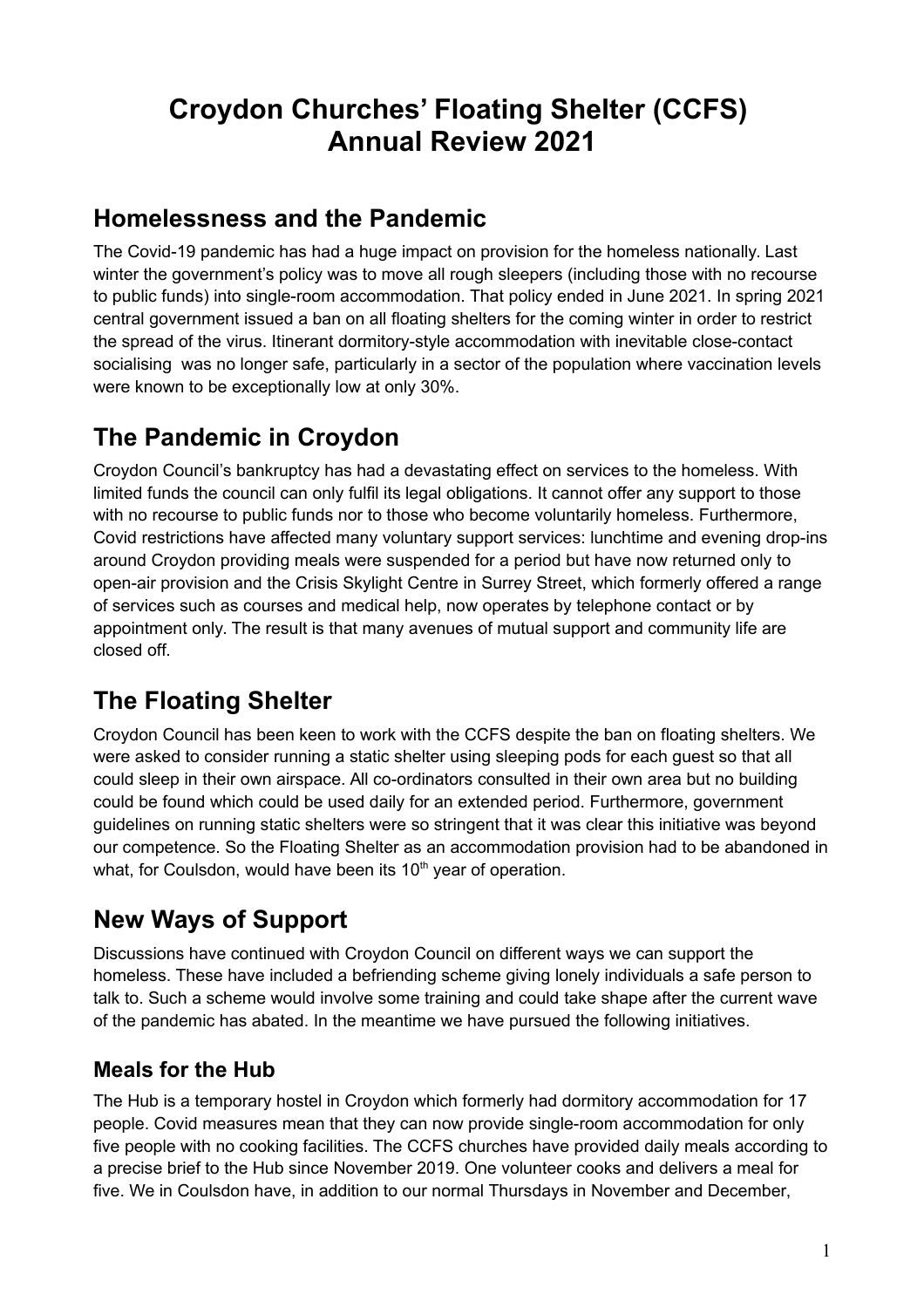# Croydon Churches' Floating Shelter (CCFS) Annual Review 2021

## Homelessness and the Pandemic

The Covid-19 pandemic has had a huge impact on provision for the homeless nationally. Last winter the government's policy was to move all rough sleepers (including those with no recourse to public funds) into single-room accommodation. That policy ended in June 2021. In spring 2021 central government issued a ban on all floating shelters for the coming winter in order to restrict the spread of the virus. Itinerant dormitory-style accommodation with inevitable close-contact socialising was no longer safe, particularly in a sector of the population where vaccination levels were known to be exceptionally low at only 30%.

## The Pandemic in Croydon

Croydon Council's bankruptcy has had a devastating effect on services to the homeless. With limited funds the council can only fulfil its legal obligations. It cannot offer any support to those with no recourse to public funds nor to those who become voluntarily homeless. Furthermore, Covid restrictions have affected many voluntary support services: lunchtime and evening drop-ins around Croydon providing meals were suspended for a period but have now returned only to open-air provision and the Crisis Skylight Centre in Surrey Street, which formerly offered a range of services such as courses and medical help, now operates by telephone contact or by appointment only. The result is that many avenues of mutual support and community life are closed off.

## The Floating Shelter

Croydon Council has been keen to work with the CCFS despite the ban on floating shelters. We were asked to consider running a static shelter using sleeping pods for each guest so that all could sleep in their own airspace. All co-ordinators consulted in their own area but no building could be found which could be used daily for an extended period. Furthermore, government guidelines on running static shelters were so stringent that it was clear this initiative was beyond our competence. So the Floating Shelter as an accommodation provision had to be abandoned in what, for Coulsdon, would have been its 10th year of operation.

## New Ways of Support

Discussions have continued with Croydon Council on different ways we can support the homeless. These have included a befriending scheme giving lonely individuals a safe person to talk to. Such a scheme would involve some training and could take shape after the current wave of the pandemic has abated. In the meantime we have pursued the following initiatives.

### Meals for the Hub

The Hub is a temporary hostel in Croydon which formerly had dormitory accommodation for 17 people. Covid measures mean that they can now provide single-room accommodation for only five people with no cooking facilities. The CCFS churches have provided daily meals according to a precise brief to the Hub since November 2019. One volunteer cooks and delivers a meal for five. We in Coulsdon have, in addition to our normal Thursdays in November and December,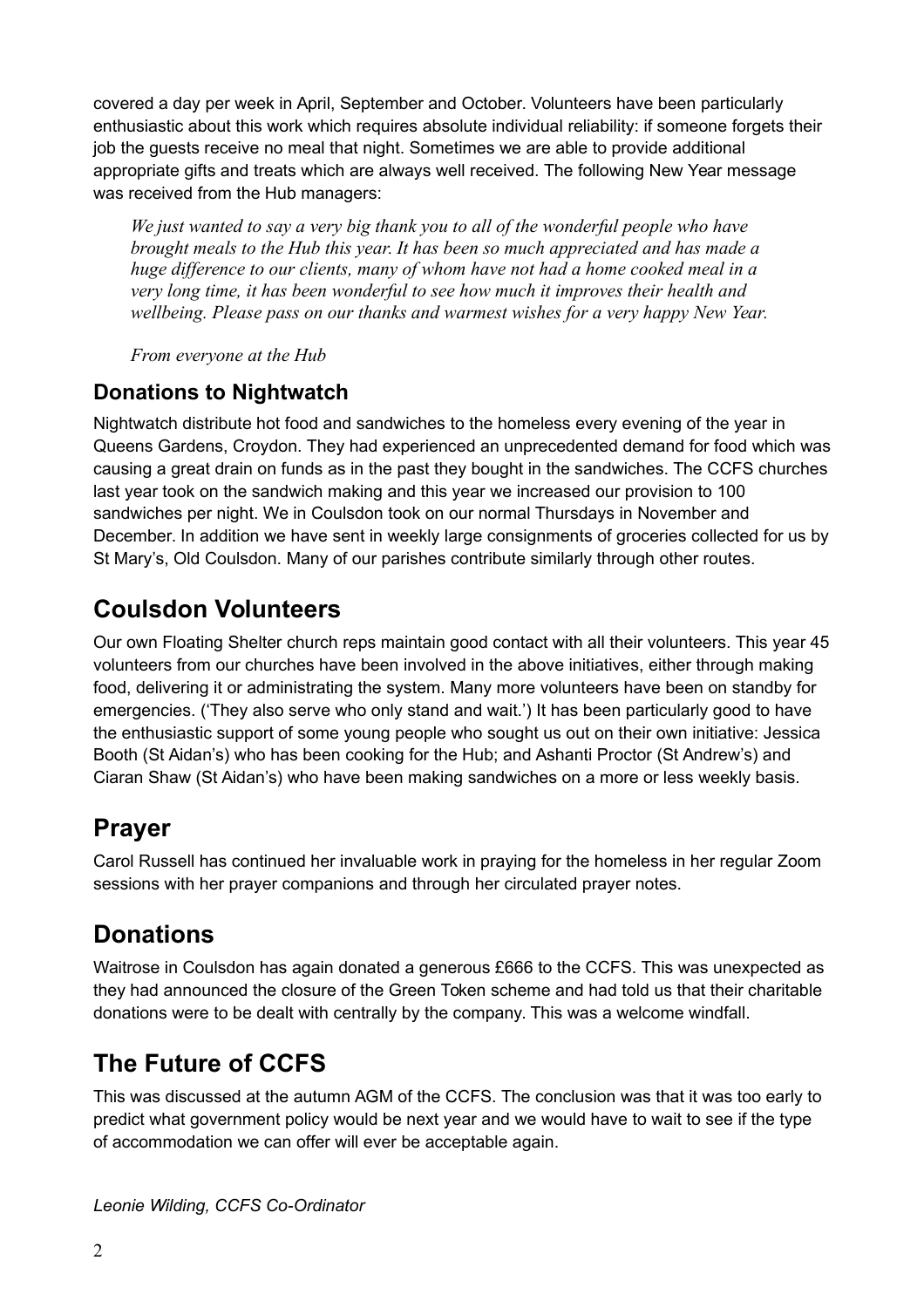covered a day per week in April, September and October. Volunteers have been particularly enthusiastic about this work which requires absolute individual reliability: if someone forgets their job the guests receive no meal that night. Sometimes we are able to provide additional appropriate gifts and treats which are always well received. The following New Year message was received from the Hub managers:

> *We just wanted to say a very big thank you to all of the wonderful people who have brought meals to the Hub this year. It has been so much appreciated and has made a huge difference to our clients, many of whom have not had a home cooked meal in a very long time, it has been wonderful to see how much it improves their health and wellbeing. Please pass on our thanks and warmest wishes for a very happy New Year.*
>
> *From everyone at the Hub*

### Donations to Nightwatch

Nightwatch distribute hot food and sandwiches to the homeless every evening of the year in Queens Gardens, Croydon. They had experienced an unprecedented demand for food which was causing a great drain on funds as in the past they bought in the sandwiches. The CCFS churches last year took on the sandwich making and this year we increased our provision to 100 sandwiches per night. We in Coulsdon took on our normal Thursdays in November and December. In addition we have sent in weekly large consignments of groceries collected for us by St Mary's, Old Coulsdon. Many of our parishes contribute similarly through other routes.

## Coulsdon Volunteers

Our own Floating Shelter church reps maintain good contact with all their volunteers. This year 45 volunteers from our churches have been involved in the above initiatives, either through making food, delivering it or administrating the system. Many more volunteers have been on standby for emergencies. ('They also serve who only stand and wait.') It has been particularly good to have the enthusiastic support of some young people who sought us out on their own initiative: Jessica Booth (St Aidan's) who has been cooking for the Hub; and Ashanti Proctor (St Andrew's) and Ciaran Shaw (St Aidan's) who have been making sandwiches on a more or less weekly basis.

## Prayer

Carol Russell has continued her invaluable work in praying for the homeless in her regular Zoom sessions with her prayer companions and through her circulated prayer notes.

## Donations

Waitrose in Coulsdon has again donated a generous £666 to the CCFS. This was unexpected as they had announced the closure of the Green Token scheme and had told us that their charitable donations were to be dealt with centrally by the company. This was a welcome windfall.

## The Future of CCFS

This was discussed at the autumn AGM of the CCFS. The conclusion was that it was too early to predict what government policy would be next year and we would have to wait to see if the type of accommodation we can offer will ever be acceptable again.

*Leonie Wilding, CCFS Co-Ordinator*